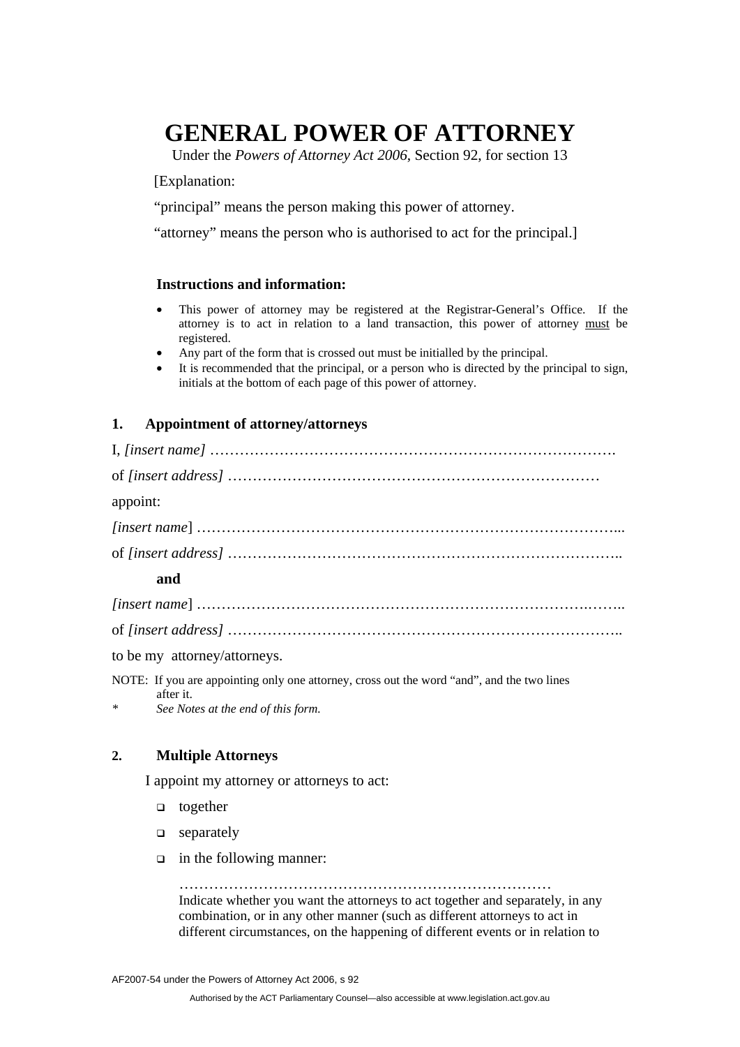# GENERAL POWER OF ATTORNEY

Under the *Powers of Attorney Act 2006*, Section 92, for section 13

[Explanation:

"principal" means the person making this power of attorney.

"attorney" means the person who is authorised to act for the principal.]

### Instructions and information:

- This power of attorney may be registered at the Registrar-General's Office. If the attorney is to act in relation to a land transaction, this power of attorney <u>must</u> be registered.
- Any part of the form that is crossed out must be initialled by the principal.
- It is recommended that the principal, or a person who is directed by the principal to sign, initials at the bottom of each page of this power of attorney.

## 1. Appointment of attorney/attorneys

I, *[insert name]* ……………………………………………………………………….

of *[insert address]* …………………………………………………………………

appoint:

*[insert name]* …………………………………………………………………………...

of *[insert address]* ……………………………………………………………………..

**and**

*[insert name]* ………………………………………………………………….……..

of *[insert address]* ……………………………………………………………………..

to be my attorney/attorneys.

NOTE: If you are appointing only one attorney, cross out the word "and", and the two lines after it.

\* *See Notes at the end of this form.*

## 2. Multiple Attorneys

I appoint my attorney or attorneys to act:

- ❑ together
- ❑ separately
- ❑ in the following manner:

…………………………………………………………………

Indicate whether you want the attorneys to act together and separately, in any combination, or in any other manner (such as different attorneys to act in different circumstances, on the happening of different events or in relation to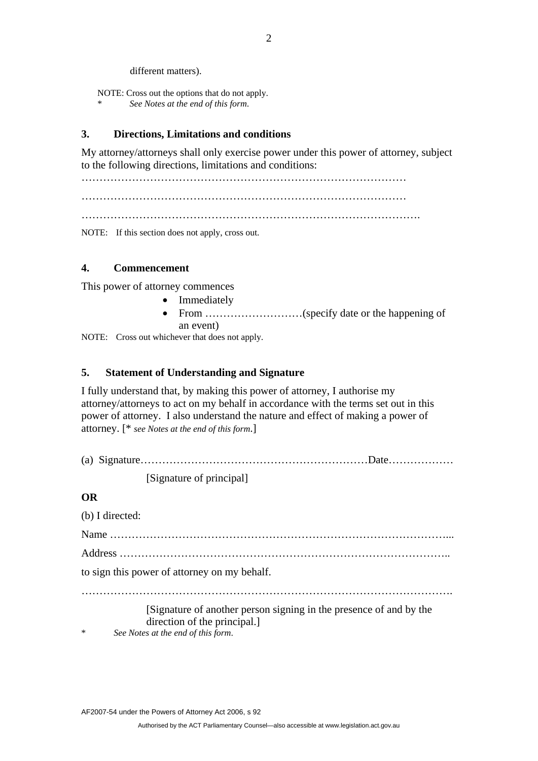different matters).

NOTE: Cross out the options that do not apply.
\* *See Notes at the end of this form.*

### 3. Directions, Limitations and conditions

My attorney/attorneys shall only exercise power under this power of attorney, subject to the following directions, limitations and conditions:

……………………………………………………………………………

……………………………………………………………………………

…………………………………………………………………………………

NOTE: If this section does not apply, cross out.

### 4. Commencement

This power of attorney commences

- Immediately
- From ………………………(specify date or the happening of an event)

NOTE: Cross out whichever that does not apply.

### 5. Statement of Understanding and Signature

I fully understand that, by making this power of attorney, I authorise my attorney/attorneys to act on my behalf in accordance with the terms set out in this power of attorney. I also understand the nature and effect of making a power of attorney. [\* *see Notes at the end of this form.*]

(a) Signature………………………………………………………Date………………

[Signature of principal]

**OR**

(b) I directed:

Name ……………………………………………………………………………...

Address ……………………………………………………………………………..

to sign this power of attorney on my behalf.

…………………………………………………………………………………….

[Signature of another person signing in the presence of and by the direction of the principal.]

\* *See Notes at the end of this form.*

AF2007-54 under the Powers of Attorney Act 2006, s 92

Authorised by the ACT Parliamentary Counsel—also accessible at www.legislation.act.gov.au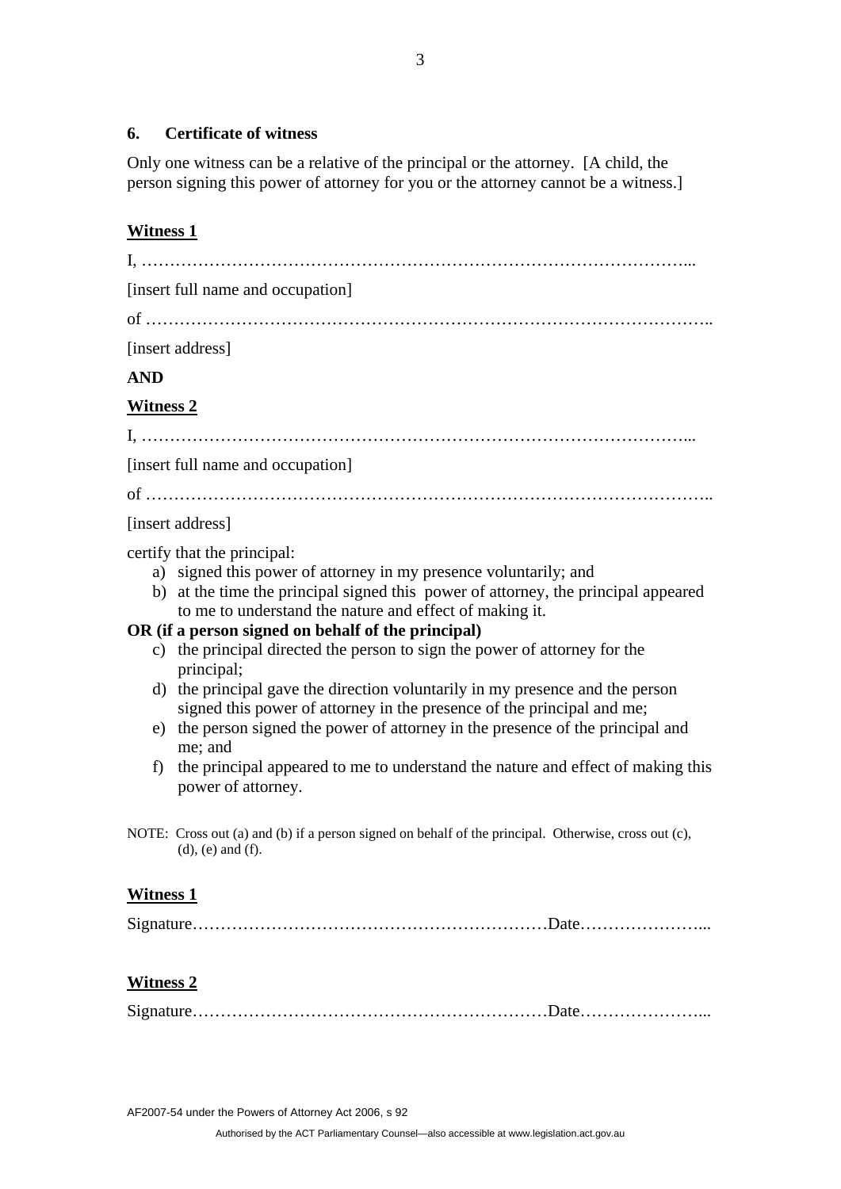## 6. Certificate of witness

Only one witness can be a relative of the principal or the attorney. [A child, the person signing this power of attorney for you or the attorney cannot be a witness.]

**Witness 1**

I, …………………………………………………………………………………...

[insert full name and occupation]

of ………………………………………………………………………………………..

[insert address]

**AND**

**Witness 2**

I, …………………………………………………………………………………...

[insert full name and occupation]

of ………………………………………………………………………………………..

[insert address]

certify that the principal:

a) signed this power of attorney in my presence voluntarily; and
b) at the time the principal signed this power of attorney, the principal appeared to me to understand the nature and effect of making it.

**OR (if a person signed on behalf of the principal)**

c) the principal directed the person to sign the power of attorney for the principal;
d) the principal gave the direction voluntarily in my presence and the person signed this power of attorney in the presence of the principal and me;
e) the person signed the power of attorney in the presence of the principal and me; and
f) the principal appeared to me to understand the nature and effect of making this power of attorney.

NOTE: Cross out (a) and (b) if a person signed on behalf of the principal. Otherwise, cross out (c), (d), (e) and (f).

**Witness 1**

Signature………………………………………………………Date…………………...

**Witness 2**

Signature………………………………………………………Date…………………...

AF2007-54 under the Powers of Attorney Act 2006, s 92

Authorised by the ACT Parliamentary Counsel—also accessible at www.legislation.act.gov.au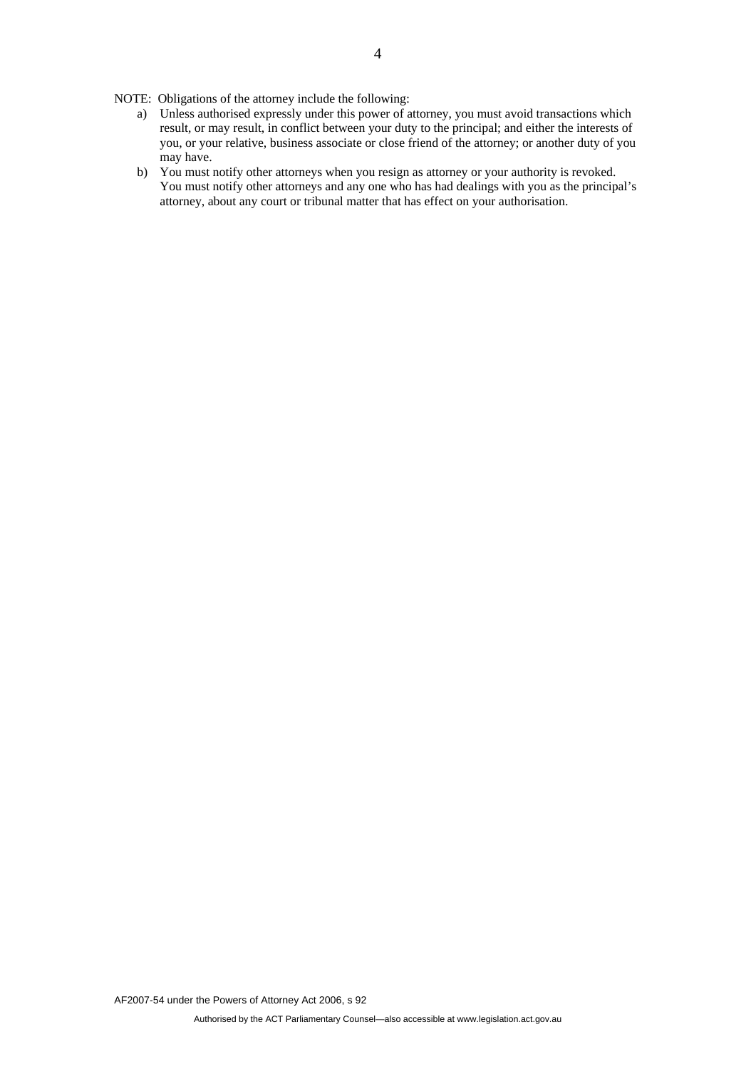NOTE: Obligations of the attorney include the following:

a) Unless authorised expressly under this power of attorney, you must avoid transactions which result, or may result, in conflict between your duty to the principal; and either the interests of you, or your relative, business associate or close friend of the attorney; or another duty of you may have.

b) You must notify other attorneys when you resign as attorney or your authority is revoked. You must notify other attorneys and any one who has had dealings with you as the principal's attorney, about any court or tribunal matter that has effect on your authorisation.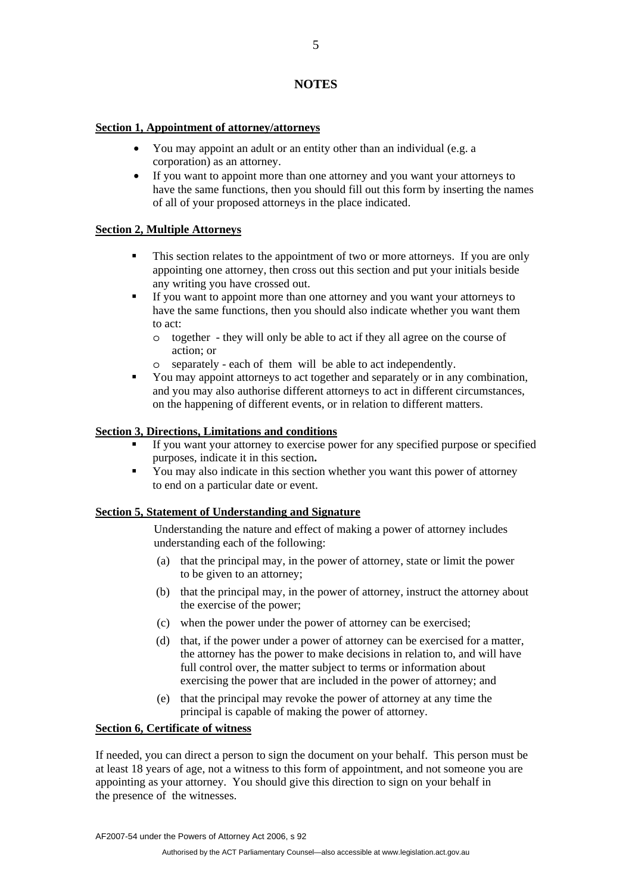# NOTES

**Section 1, Appointment of attorney/attorneys**

- You may appoint an adult or an entity other than an individual (e.g. a corporation) as an attorney.
- If you want to appoint more than one attorney and you want your attorneys to have the same functions, then you should fill out this form by inserting the names of all of your proposed attorneys in the place indicated.

**Section 2, Multiple Attorneys**

- This section relates to the appointment of two or more attorneys. If you are only appointing one attorney, then cross out this section and put your initials beside any writing you have crossed out.
- If you want to appoint more than one attorney and you want your attorneys to have the same functions, then you should also indicate whether you want them to act:
  - together - they will only be able to act if they all agree on the course of action; or
  - separately - each of them will be able to act independently.
- You may appoint attorneys to act together and separately or in any combination, and you may also authorise different attorneys to act in different circumstances, on the happening of different events, or in relation to different matters.

**Section 3, Directions, Limitations and conditions**

- If you want your attorney to exercise power for any specified purpose or specified purposes, indicate it in this section**.**
- You may also indicate in this section whether you want this power of attorney to end on a particular date or event.

**Section 5, Statement of Understanding and Signature**

Understanding the nature and effect of making a power of attorney includes understanding each of the following:

(a) that the principal may, in the power of attorney, state or limit the power to be given to an attorney;

(b) that the principal may, in the power of attorney, instruct the attorney about the exercise of the power;

(c) when the power under the power of attorney can be exercised;

(d) that, if the power under a power of attorney can be exercised for a matter, the attorney has the power to make decisions in relation to, and will have full control over, the matter subject to terms or information about exercising the power that are included in the power of attorney; and

(e) that the principal may revoke the power of attorney at any time the principal is capable of making the power of attorney.

**Section 6, Certificate of witness**

If needed, you can direct a person to sign the document on your behalf. This person must be at least 18 years of age, not a witness to this form of appointment, and not someone you are appointing as your attorney. You should give this direction to sign on your behalf in the presence of the witnesses.

AF2007-54 under the Powers of Attorney Act 2006, s 92